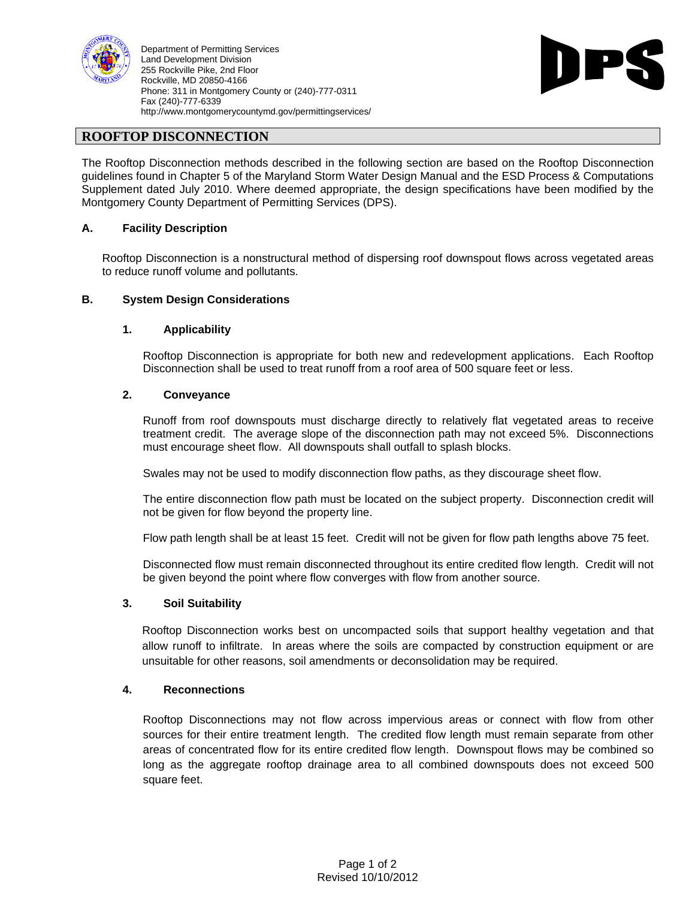Department of Permitting Services
Land Development Division
255 Rockville Pike, 2nd Floor
Rockville, MD 20850-4166
Phone: 311 in Montgomery County or (240)-777-0311
Fax (240)-777-6339
http://www.montgomerycountymd.gov/permittingservices/

DPS

# ROOFTOP DISCONNECTION

The Rooftop Disconnection methods described in the following section are based on the Rooftop Disconnection guidelines found in Chapter 5 of the Maryland Storm Water Design Manual and the ESD Process & Computations Supplement dated July 2010. Where deemed appropriate, the design specifications have been modified by the Montgomery County Department of Permitting Services (DPS).

## A. Facility Description

Rooftop Disconnection is a nonstructural method of dispersing roof downspout flows across vegetated areas to reduce runoff volume and pollutants.

## B. System Design Considerations

### 1. Applicability

Rooftop Disconnection is appropriate for both new and redevelopment applications. Each Rooftop Disconnection shall be used to treat runoff from a roof area of 500 square feet or less.

### 2. Conveyance

Runoff from roof downspouts must discharge directly to relatively flat vegetated areas to receive treatment credit. The average slope of the disconnection path may not exceed 5%. Disconnections must encourage sheet flow. All downspouts shall outfall to splash blocks.

Swales may not be used to modify disconnection flow paths, as they discourage sheet flow.

The entire disconnection flow path must be located on the subject property. Disconnection credit will not be given for flow beyond the property line.

Flow path length shall be at least 15 feet. Credit will not be given for flow path lengths above 75 feet.

Disconnected flow must remain disconnected throughout its entire credited flow length. Credit will not be given beyond the point where flow converges with flow from another source.

### 3. Soil Suitability

Rooftop Disconnection works best on uncompacted soils that support healthy vegetation and that allow runoff to infiltrate. In areas where the soils are compacted by construction equipment or are unsuitable for other reasons, soil amendments or deconsolidation may be required.

### 4. Reconnections

Rooftop Disconnections may not flow across impervious areas or connect with flow from other sources for their entire treatment length. The credited flow length must remain separate from other areas of concentrated flow for its entire credited flow length. Downspout flows may be combined so long as the aggregate rooftop drainage area to all combined downspouts does not exceed 500 square feet.

Revised 10/10/2012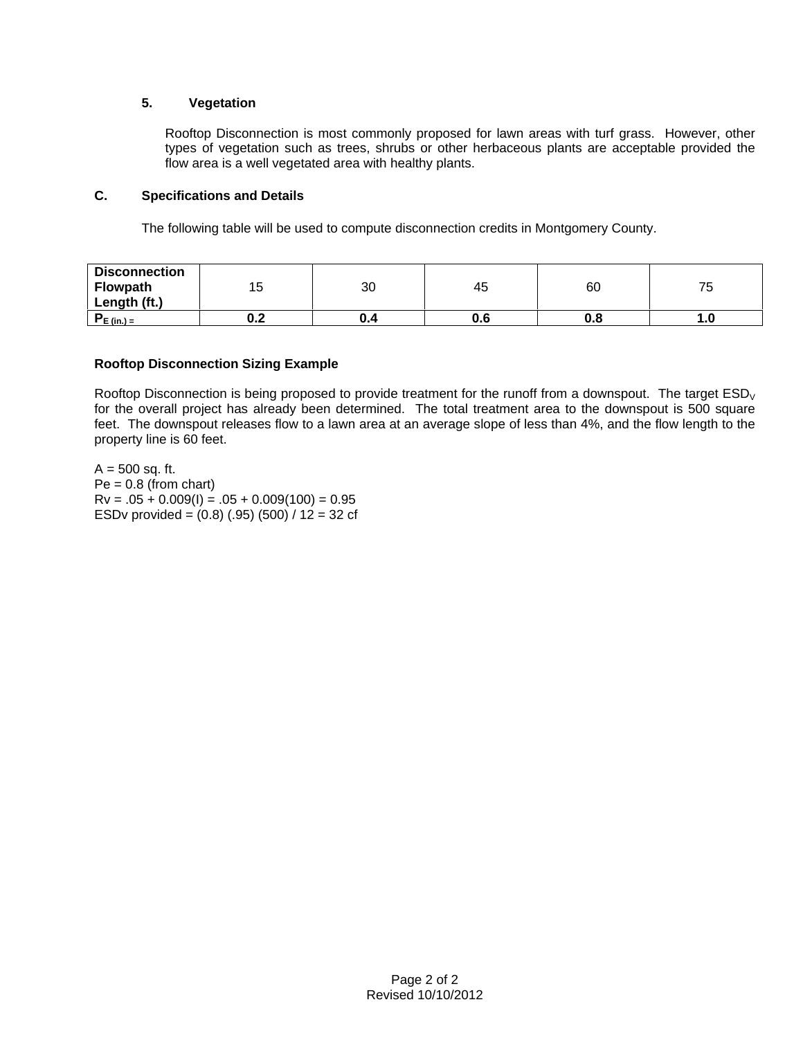### 5. Vegetation

Rooftop Disconnection is most commonly proposed for lawn areas with turf grass. However, other types of vegetation such as trees, shrubs or other herbaceous plants are acceptable provided the flow area is a well vegetated area with healthy plants.

## C. Specifications and Details

The following table will be used to compute disconnection credits in Montgomery County.

| **Disconnection Flowpath Length (ft.)** | 15 | 30 | 45 | 60 | 75 |
|---|---|---|---|---|---|
| **$P_{E\ (in.)}$ =** | **0.2** | **0.4** | **0.6** | **0.8** | **1.0** |

**Rooftop Disconnection Sizing Example**

Rooftop Disconnection is being proposed to provide treatment for the runoff from a downspout. The target $ESD_V$ for the overall project has already been determined. The total treatment area to the downspout is 500 square feet. The downspout releases flow to a lawn area at an average slope of less than 4%, and the flow length to the property line is 60 feet.

A = 500 sq. ft.
Pe = 0.8 (from chart)
$Rv = .05 + 0.009(I) = .05 + 0.009(100) = 0.95$
ESDv provided = $(0.8)(.95)(500) / 12 = 32$ cf